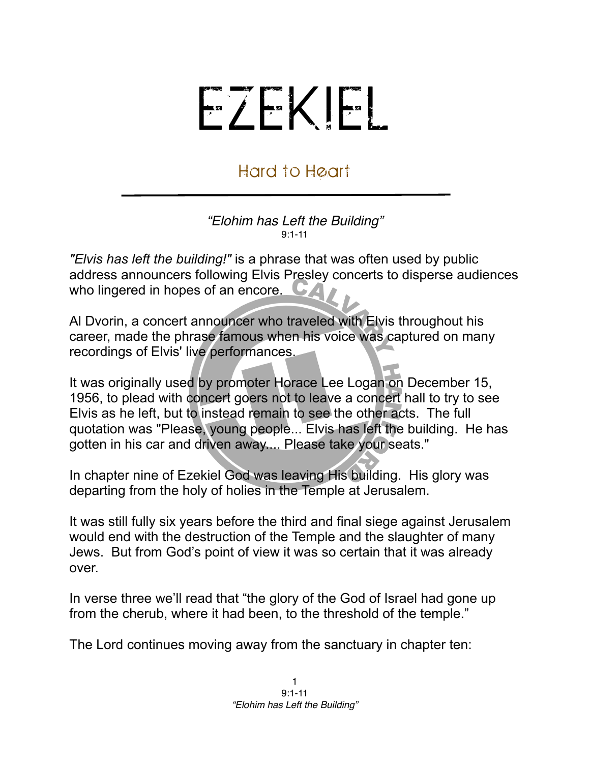# EZEKIEL

## Hard to Heart

*"Elohim has Left the Building"*
9:1-11

*"Elvis has left the building!"* is a phrase that was often used by public address announcers following Elvis Presley concerts to disperse audiences who lingered in hopes of an encore.

Al Dvorin, a concert announcer who traveled with Elvis throughout his career, made the phrase famous when his voice was captured on many recordings of Elvis' live performances.

It was originally used by promoter Horace Lee Logan on December 15, 1956, to plead with concert goers not to leave a concert hall to try to see Elvis as he left, but to instead remain to see the other acts. The full quotation was "Please, young people... Elvis has left the building. He has gotten in his car and driven away.... Please take your seats."

In chapter nine of Ezekiel God was leaving His building. His glory was departing from the holy of holies in the Temple at Jerusalem.

It was still fully six years before the third and final siege against Jerusalem would end with the destruction of the Temple and the slaughter of many Jews. But from God's point of view it was so certain that it was already over.

In verse three we'll read that "the glory of the God of Israel had gone up from the cherub, where it had been, to the threshold of the temple."

The Lord continues moving away from the sanctuary in chapter ten: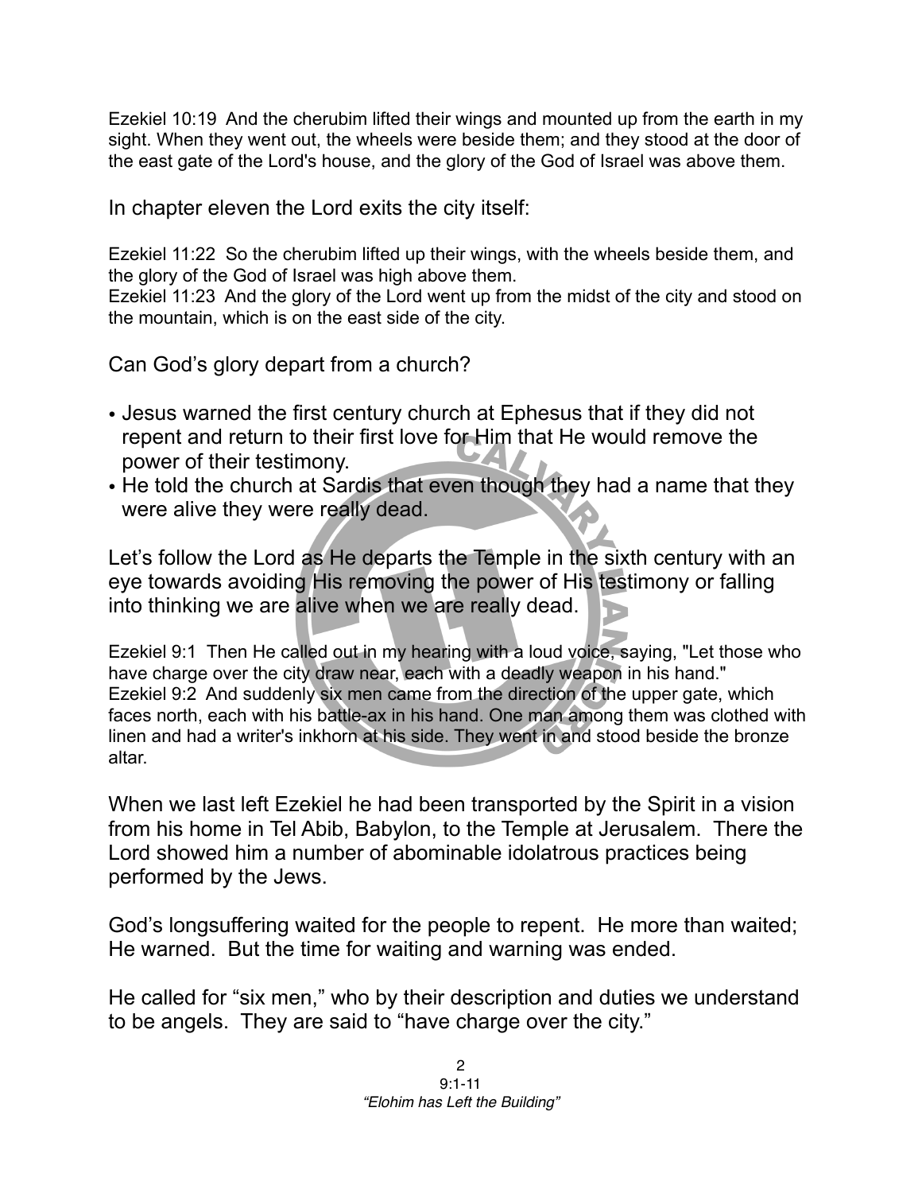Ezekiel 10:19 And the cherubim lifted their wings and mounted up from the earth in my sight. When they went out, the wheels were beside them; and they stood at the door of the east gate of the Lord's house, and the glory of the God of Israel was above them.

In chapter eleven the Lord exits the city itself:

Ezekiel 11:22 So the cherubim lifted up their wings, with the wheels beside them, and the glory of the God of Israel was high above them.
Ezekiel 11:23 And the glory of the Lord went up from the midst of the city and stood on the mountain, which is on the east side of the city.

Can God's glory depart from a church?

- Jesus warned the first century church at Ephesus that if they did not repent and return to their first love for Him that He would remove the power of their testimony.
- He told the church at Sardis that even though they had a name that they were alive they were really dead.

Let's follow the Lord as He departs the Temple in the sixth century with an eye towards avoiding His removing the power of His testimony or falling into thinking we are alive when we are really dead.

Ezekiel 9:1 Then He called out in my hearing with a loud voice, saying, "Let those who have charge over the city draw near, each with a deadly weapon in his hand."
Ezekiel 9:2 And suddenly six men came from the direction of the upper gate, which faces north, each with his battle-ax in his hand. One man among them was clothed with linen and had a writer's inkhorn at his side. They went in and stood beside the bronze altar.

When we last left Ezekiel he had been transported by the Spirit in a vision from his home in Tel Abib, Babylon, to the Temple at Jerusalem. There the Lord showed him a number of abominable idolatrous practices being performed by the Jews.

God's longsuffering waited for the people to repent. He more than waited; He warned. But the time for waiting and warning was ended.

He called for "six men," who by their description and duties we understand to be angels. They are said to "have charge over the city."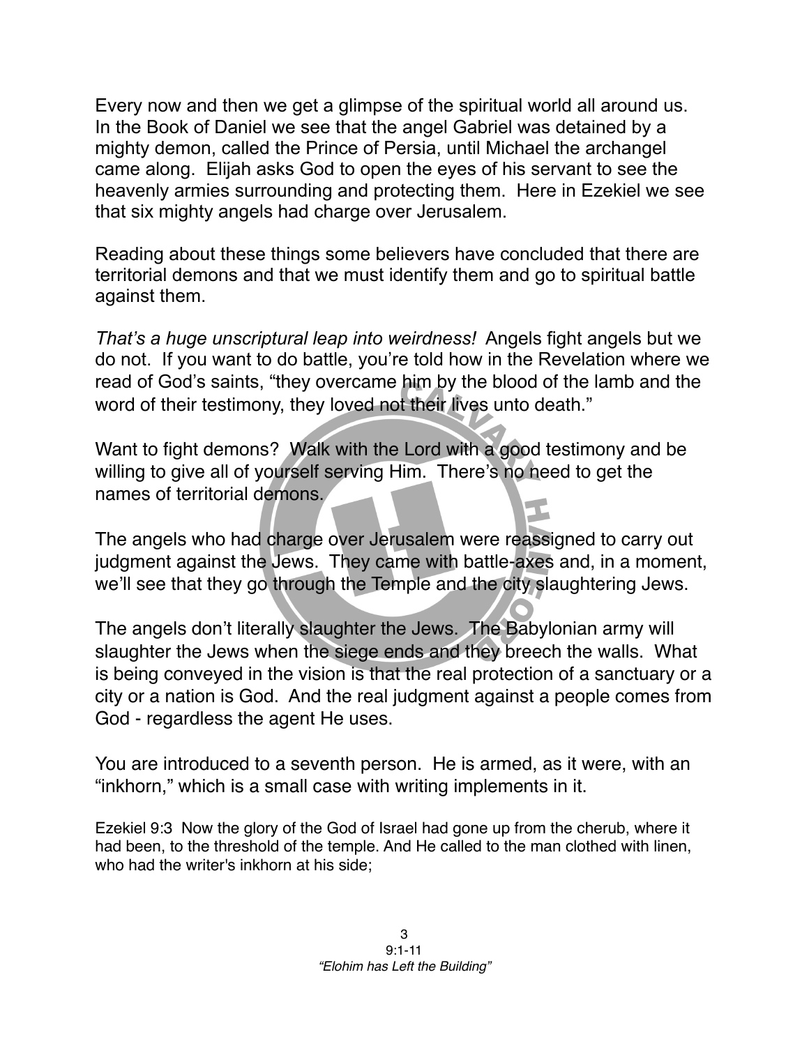Every now and then we get a glimpse of the spiritual world all around us. In the Book of Daniel we see that the angel Gabriel was detained by a mighty demon, called the Prince of Persia, until Michael the archangel came along. Elijah asks God to open the eyes of his servant to see the heavenly armies surrounding and protecting them. Here in Ezekiel we see that six mighty angels had charge over Jerusalem.

Reading about these things some believers have concluded that there are territorial demons and that we must identify them and go to spiritual battle against them.

*That's a huge unscriptural leap into weirdness!* Angels fight angels but we do not. If you want to do battle, you're told how in the Revelation where we read of God's saints, "they overcame him by the blood of the lamb and the word of their testimony, they loved not their lives unto death."

Want to fight demons? Walk with the Lord with a good testimony and be willing to give all of yourself serving Him. There's no need to get the names of territorial demons.

The angels who had charge over Jerusalem were reassigned to carry out judgment against the Jews. They came with battle-axes and, in a moment, we'll see that they go through the Temple and the city slaughtering Jews.

The angels don't literally slaughter the Jews. The Babylonian army will slaughter the Jews when the siege ends and they breech the walls. What is being conveyed in the vision is that the real protection of a sanctuary or a city or a nation is God. And the real judgment against a people comes from God - regardless the agent He uses.

You are introduced to a seventh person. He is armed, as it were, with an "inkhorn," which is a small case with writing implements in it.

Ezekiel 9:3 Now the glory of the God of Israel had gone up from the cherub, where it had been, to the threshold of the temple. And He called to the man clothed with linen, who had the writer's inkhorn at his side;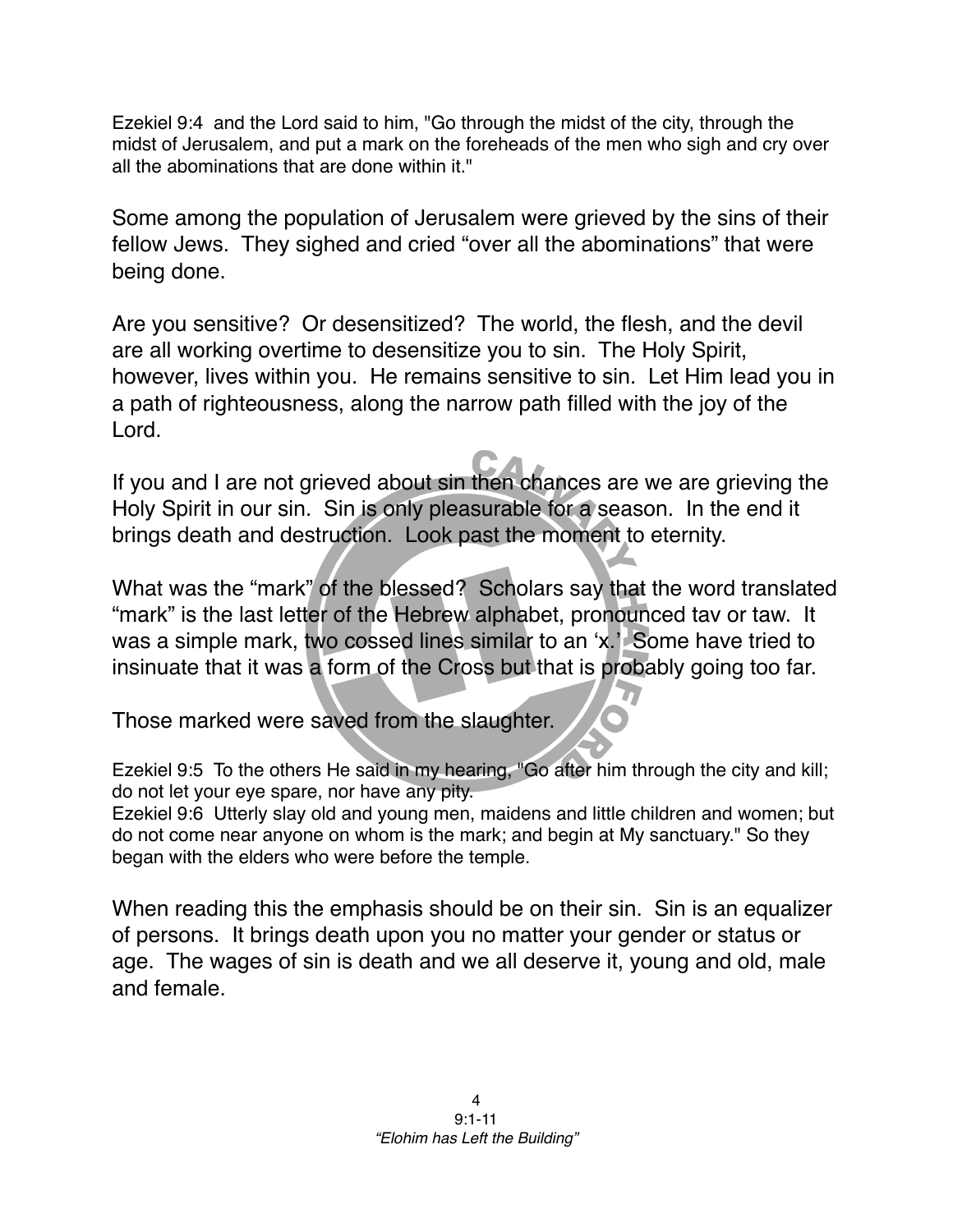Ezekiel 9:4 and the Lord said to him, "Go through the midst of the city, through the midst of Jerusalem, and put a mark on the foreheads of the men who sigh and cry over all the abominations that are done within it."

Some among the population of Jerusalem were grieved by the sins of their fellow Jews. They sighed and cried “over all the abominations” that were being done.

Are you sensitive? Or desensitized? The world, the flesh, and the devil are all working overtime to desensitize you to sin. The Holy Spirit, however, lives within you. He remains sensitive to sin. Let Him lead you in a path of righteousness, along the narrow path filled with the joy of the Lord.

If you and I are not grieved about sin then chances are we are grieving the Holy Spirit in our sin. Sin is only pleasurable for a season. In the end it brings death and destruction. Look past the moment to eternity.

What was the “mark” of the blessed? Scholars say that the word translated “mark” is the last letter of the Hebrew alphabet, pronounced tav or taw. It was a simple mark, two cossed lines similar to an ‘x.’ Some have tried to insinuate that it was a form of the Cross but that is probably going too far.

Those marked were saved from the slaughter.

Ezekiel 9:5 To the others He said in my hearing, "Go after him through the city and kill; do not let your eye spare, nor have any pity.
Ezekiel 9:6 Utterly slay old and young men, maidens and little children and women; but do not come near anyone on whom is the mark; and begin at My sanctuary." So they began with the elders who were before the temple.

When reading this the emphasis should be on their sin. Sin is an equalizer of persons. It brings death upon you no matter your gender or status or age. The wages of sin is death and we all deserve it, young and old, male and female.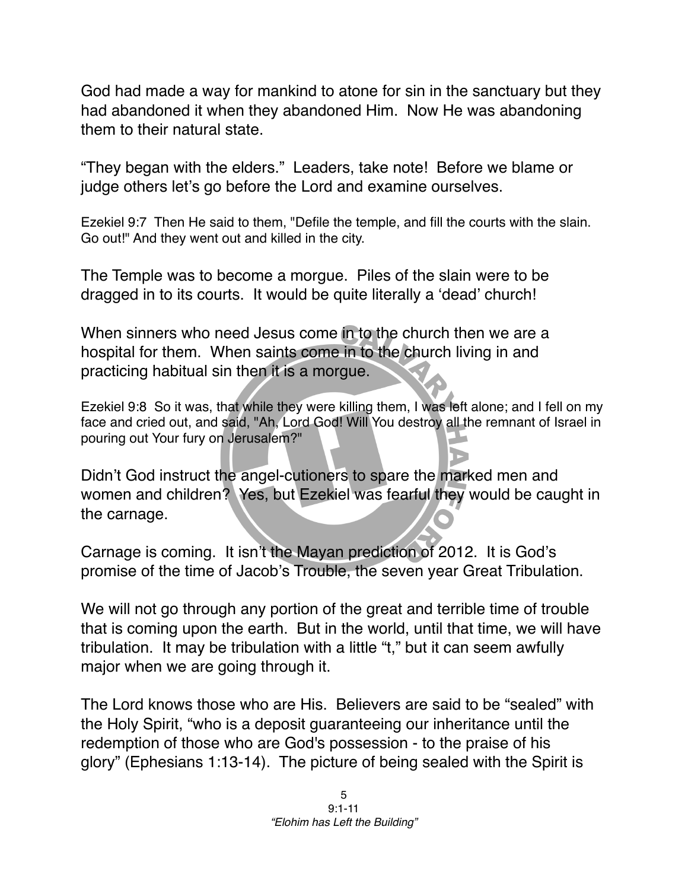God had made a way for mankind to atone for sin in the sanctuary but they had abandoned it when they abandoned Him. Now He was abandoning them to their natural state.

"They began with the elders." Leaders, take note! Before we blame or judge others let's go before the Lord and examine ourselves.

Ezekiel 9:7 Then He said to them, "Defile the temple, and fill the courts with the slain. Go out!" And they went out and killed in the city.

The Temple was to become a morgue. Piles of the slain were to be dragged in to its courts. It would be quite literally a 'dead' church!

When sinners who need Jesus come in to the church then we are a hospital for them. When saints come in to the church living in and practicing habitual sin then it is a morgue.

Ezekiel 9:8 So it was, that while they were killing them, I was left alone; and I fell on my face and cried out, and said, "Ah, Lord God! Will You destroy all the remnant of Israel in pouring out Your fury on Jerusalem?"

Didn't God instruct the angel-cutioners to spare the marked men and women and children? Yes, but Ezekiel was fearful they would be caught in the carnage.

Carnage is coming. It isn't the Mayan prediction of 2012. It is God's promise of the time of Jacob's Trouble, the seven year Great Tribulation.

We will not go through any portion of the great and terrible time of trouble that is coming upon the earth. But in the world, until that time, we will have tribulation. It may be tribulation with a little "t," but it can seem awfully major when we are going through it.

The Lord knows those who are His. Believers are said to be "sealed" with the Holy Spirit, "who is a deposit guaranteeing our inheritance until the redemption of those who are God's possession - to the praise of his glory" (Ephesians 1:13-14). The picture of being sealed with the Spirit is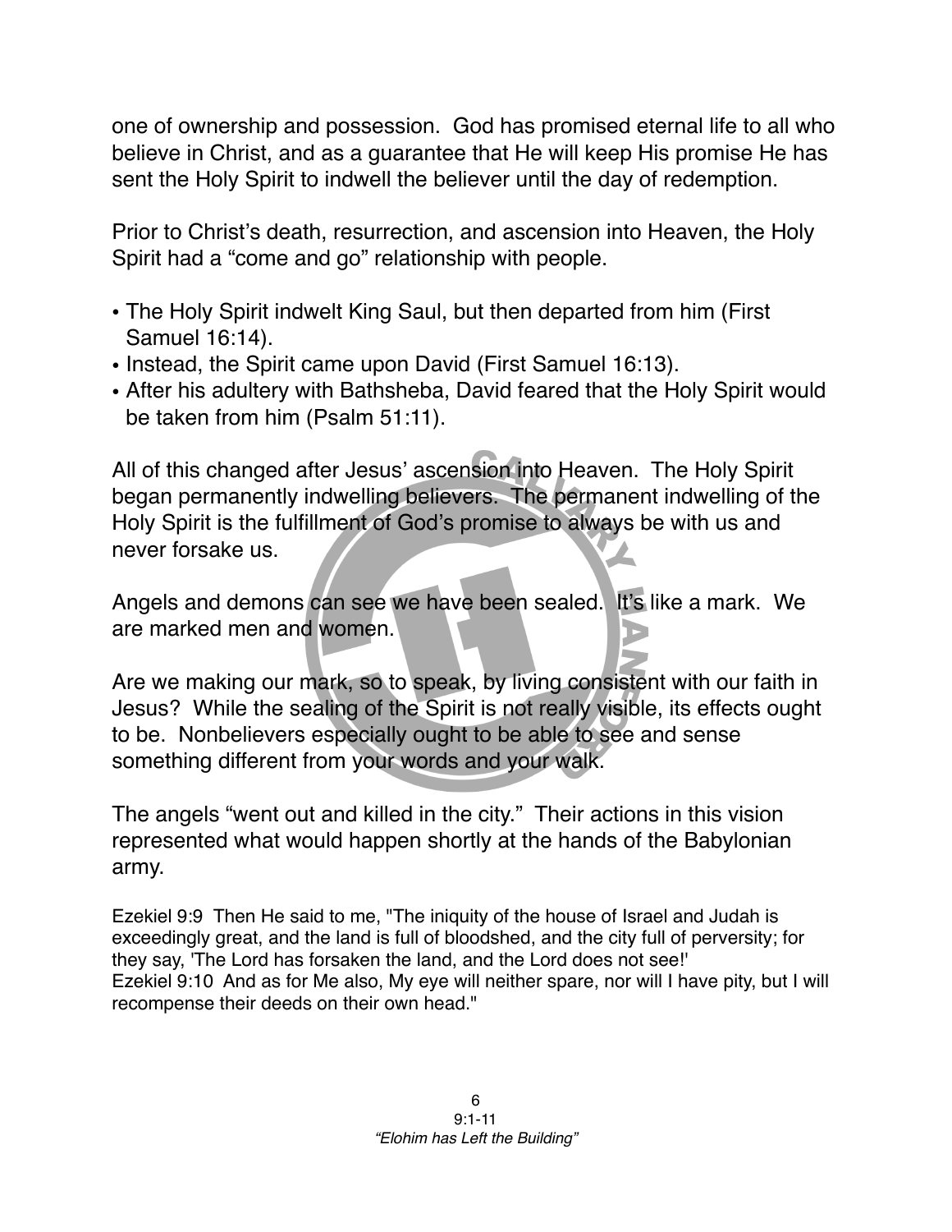one of ownership and possession. God has promised eternal life to all who believe in Christ, and as a guarantee that He will keep His promise He has sent the Holy Spirit to indwell the believer until the day of redemption.

Prior to Christ's death, resurrection, and ascension into Heaven, the Holy Spirit had a "come and go" relationship with people.

- The Holy Spirit indwelt King Saul, but then departed from him (First Samuel 16:14).
- Instead, the Spirit came upon David (First Samuel 16:13).
- After his adultery with Bathsheba, David feared that the Holy Spirit would be taken from him (Psalm 51:11).

All of this changed after Jesus' ascension into Heaven. The Holy Spirit began permanently indwelling believers. The permanent indwelling of the Holy Spirit is the fulfillment of God's promise to always be with us and never forsake us.

Angels and demons can see we have been sealed. It's like a mark. We are marked men and women.

Are we making our mark, so to speak, by living consistent with our faith in Jesus? While the sealing of the Spirit is not really visible, its effects ought to be. Nonbelievers especially ought to be able to see and sense something different from your words and your walk.

The angels "went out and killed in the city." Their actions in this vision represented what would happen shortly at the hands of the Babylonian army.

Ezekiel 9:9 Then He said to me, "The iniquity of the house of Israel and Judah is exceedingly great, and the land is full of bloodshed, and the city full of perversity; for they say, 'The Lord has forsaken the land, and the Lord does not see!'
Ezekiel 9:10 And as for Me also, My eye will neither spare, nor will I have pity, but I will recompense their deeds on their own head."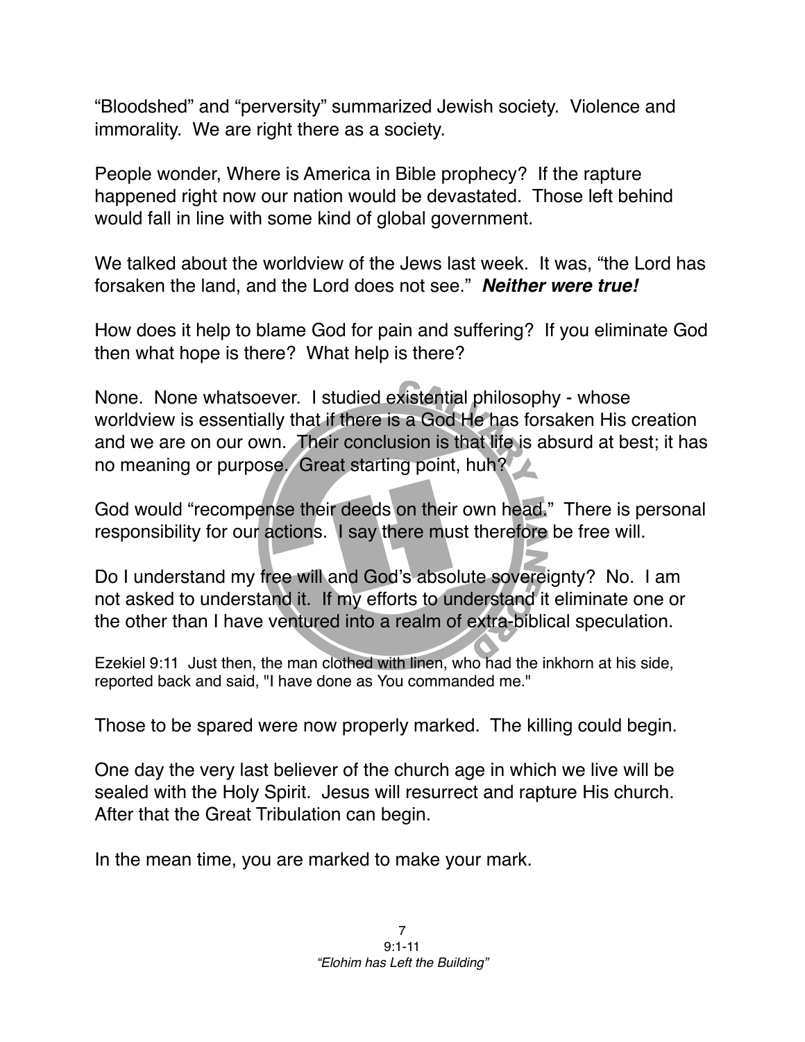"Bloodshed" and "perversity" summarized Jewish society. Violence and immorality. We are right there as a society.

People wonder, Where is America in Bible prophecy? If the rapture happened right now our nation would be devastated. Those left behind would fall in line with some kind of global government.

We talked about the worldview of the Jews last week. It was, "the Lord has forsaken the land, and the Lord does not see." ***Neither were true!***

How does it help to blame God for pain and suffering? If you eliminate God then what hope is there? What help is there?

None. None whatsoever. I studied existential philosophy - whose worldview is essentially that if there is a God He has forsaken His creation and we are on our own. Their conclusion is that life is absurd at best; it has no meaning or purpose. Great starting point, huh?

God would "recompense their deeds on their own head." There is personal responsibility for our actions. I say there must therefore be free will.

Do I understand my free will and God's absolute sovereignty? No. I am not asked to understand it. If my efforts to understand it eliminate one or the other than I have ventured into a realm of extra-biblical speculation.

Ezekiel 9:11 Just then, the man clothed with linen, who had the inkhorn at his side, reported back and said, "I have done as You commanded me."

Those to be spared were now properly marked. The killing could begin.

One day the very last believer of the church age in which we live will be sealed with the Holy Spirit. Jesus will resurrect and rapture His church. After that the Great Tribulation can begin.

In the mean time, you are marked to make your mark.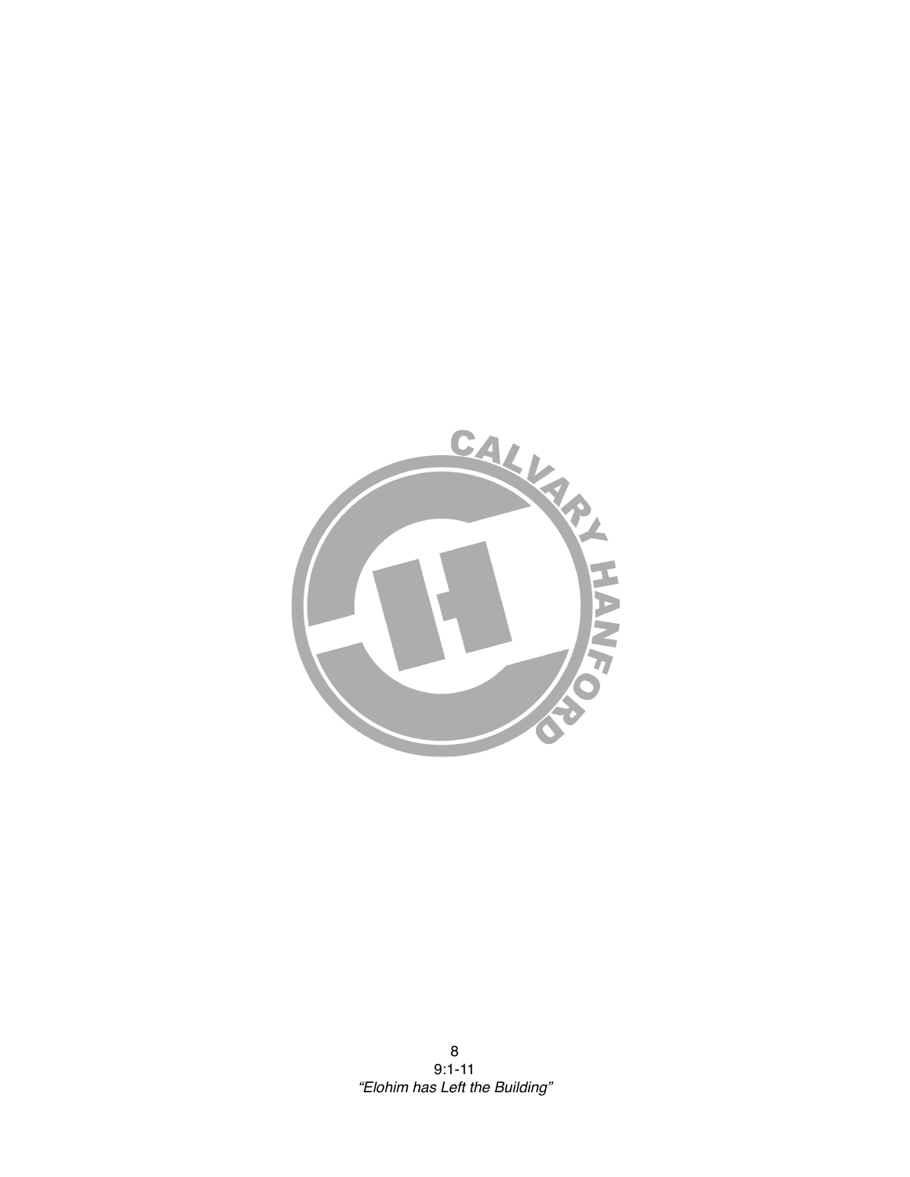8
9:1-11
*“Elohim has Left the Building”*